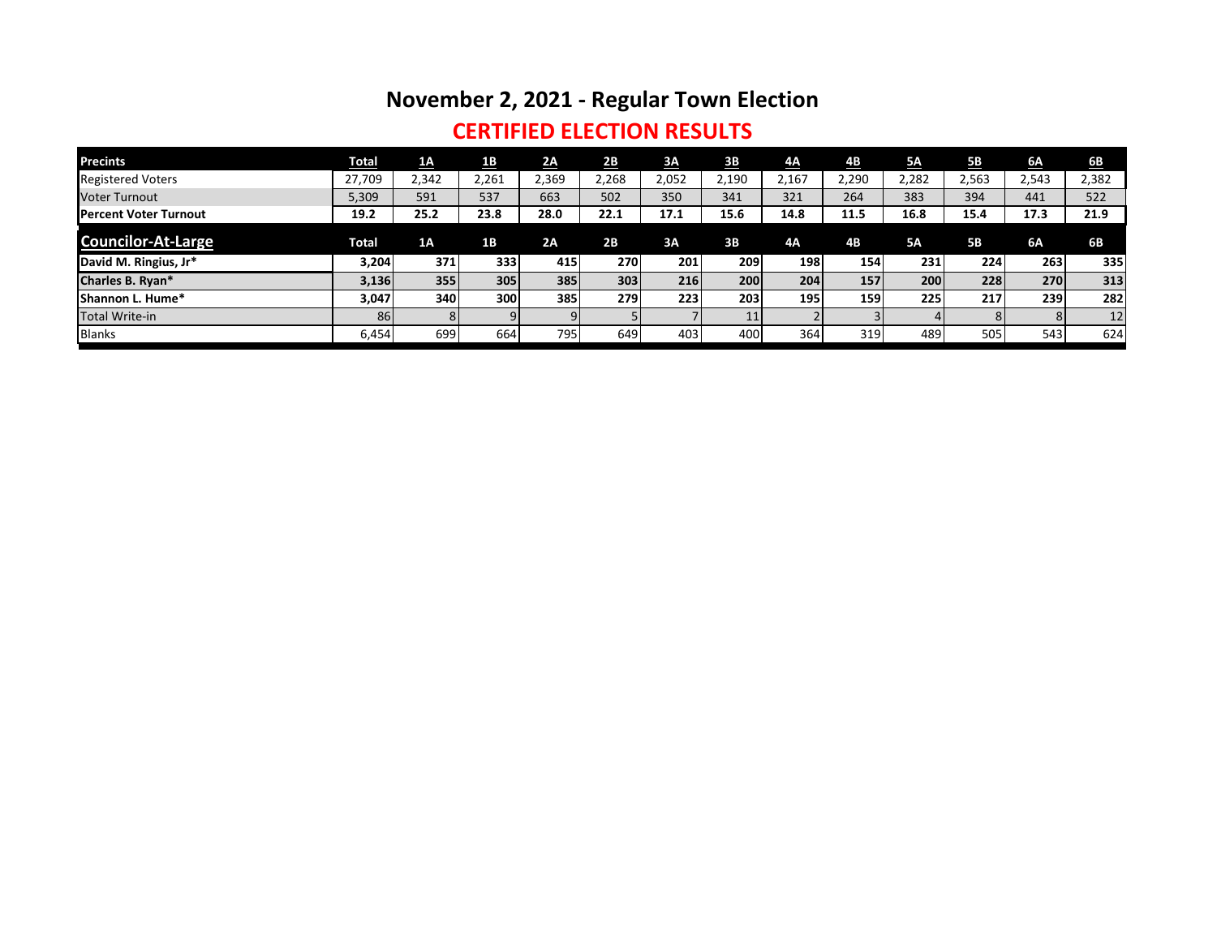# November 2, 2021 - Regular Town Election

## CERTIFIED ELECTION RESULTS

| Precints | Total | 1A | 1B | 2A | 2B | 3A | 3B | 4A | 4B | 5A | 5B | 6A | 6B |
|---|---|---|---|---|---|---|---|---|---|---|---|---|---|
| Registered Voters | 27,709 | 2,342 | 2,261 | 2,369 | 2,268 | 2,052 | 2,190 | 2,167 | 2,290 | 2,282 | 2,563 | 2,543 | 2,382 |
| Voter Turnout | 5,309 | 591 | 537 | 663 | 502 | 350 | 341 | 321 | 264 | 383 | 394 | 441 | 522 |
| **Percent Voter Turnout** | **19.2** | **25.2** | **23.8** | **28.0** | **22.1** | **17.1** | **15.6** | **14.8** | **11.5** | **16.8** | **15.4** | **17.3** | **21.9** |
| **Councilor-At-Large** | **Total** | **1A** | **1B** | **2A** | **2B** | **3A** | **3B** | **4A** | **4B** | **5A** | **5B** | **6A** | **6B** |
| **David M. Ringius, Jr*** | **3,204** | **371** | **333** | **415** | **270** | **201** | **209** | **198** | **154** | **231** | **224** | **263** | **335** |
| **Charles B. Ryan*** | **3,136** | **355** | **305** | **385** | **303** | **216** | **200** | **204** | **157** | **200** | **228** | **270** | **313** |
| **Shannon L. Hume*** | **3,047** | **340** | **300** | **385** | **279** | **223** | **203** | **195** | **159** | **225** | **217** | **239** | **282** |
| Total Write-in | 86 | 8 | 9 | 9 | 5 | 7 | 11 | 2 | 3 | 4 | 8 | 8 | 12 |
| Blanks | 6,454 | 699 | 664 | 795 | 649 | 403 | 400 | 364 | 319 | 489 | 505 | 543 | 624 |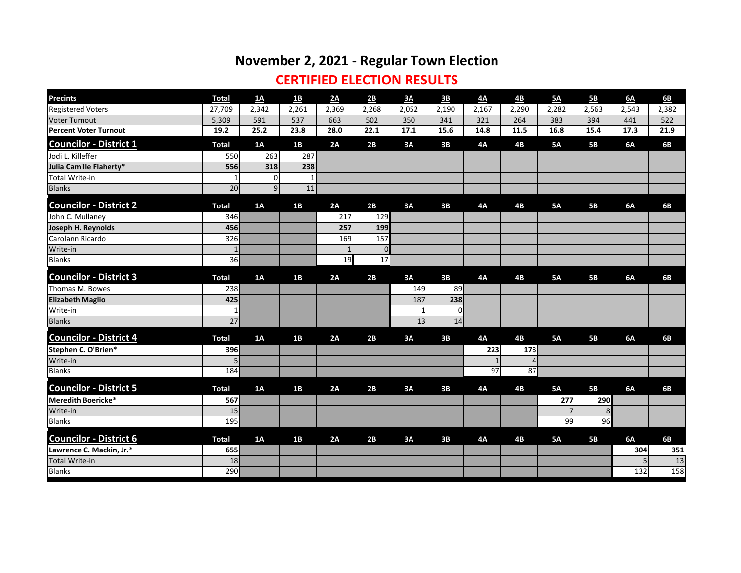# November 2, 2021 - Regular Town Election

## CERTIFIED ELECTION RESULTS

| **Precints** | **Total** | **1A** | **1B** | **2A** | **2B** | **3A** | **3B** | **4A** | **4B** | **5A** | **5B** | **6A** | **6B** |
|---|---|---|---|---|---|---|---|---|---|---|---|---|---|
| Registered Voters | 27,709 | 2,342 | 2,261 | 2,369 | 2,268 | 2,052 | 2,190 | 2,167 | 2,290 | 2,282 | 2,563 | 2,543 | 2,382 |
| Voter Turnout | 5,309 | 591 | 537 | 663 | 502 | 350 | 341 | 321 | 264 | 383 | 394 | 441 | 522 |
| **Percent Voter Turnout** | **19.2** | **25.2** | **23.8** | **28.0** | **22.1** | **17.1** | **15.6** | **14.8** | **11.5** | **16.8** | **15.4** | **17.3** | **21.9** |
| **Councilor - District 1** | **Total** | **1A** | **1B** | **2A** | **2B** | **3A** | **3B** | **4A** | **4B** | **5A** | **5B** | **6A** | **6B** |
| Jodi L. Killeffer | 550 | 263 | 287 | | | | | | | | | | |
| **Julia Camille Flaherty*** | **556** | **318** | **238** | | | | | | | | | | |
| Total Write-in | 1 | 0 | 1 | | | | | | | | | | |
| Blanks | 20 | 9 | 11 | | | | | | | | | | |
| **Councilor - District 2** | **Total** | **1A** | **1B** | **2A** | **2B** | **3A** | **3B** | **4A** | **4B** | **5A** | **5B** | **6A** | **6B** |
| John C. Mullaney | 346 | | | 217 | 129 | | | | | | | | |
| **Joseph H. Reynolds** | **456** | | | **257** | **199** | | | | | | | | |
| Carolann Ricardo | 326 | | | 169 | 157 | | | | | | | | |
| Write-in | 1 | | | 1 | 0 | | | | | | | | |
| Blanks | 36 | | | 19 | 17 | | | | | | | | |
| **Councilor - District 3** | **Total** | **1A** | **1B** | **2A** | **2B** | **3A** | **3B** | **4A** | **4B** | **5A** | **5B** | **6A** | **6B** |
| Thomas M. Bowes | 238 | | | | | 149 | 89 | | | | | | |
| **Elizabeth Maglio** | **425** | | | | | 187 | **238** | | | | | | |
| Write-in | 1 | | | | | 1 | 0 | | | | | | |
| Blanks | 27 | | | | | 13 | 14 | | | | | | |
| **Councilor - District 4** | **Total** | **1A** | **1B** | **2A** | **2B** | **3A** | **3B** | **4A** | **4B** | **5A** | **5B** | **6A** | **6B** |
| **Stephen C. O'Brien*** | **396** | | | | | | | **223** | **173** | | | | |
| Write-in | 5 | | | | | | | 1 | 4 | | | | |
| Blanks | 184 | | | | | | | 97 | 87 | | | | |
| **Councilor - District 5** | **Total** | **1A** | **1B** | **2A** | **2B** | **3A** | **3B** | **4A** | **4B** | **5A** | **5B** | **6A** | **6B** |
| **Meredith Boericke*** | **567** | | | | | | | | | **277** | **290** | | |
| Write-in | 15 | | | | | | | | | 7 | 8 | | |
| Blanks | 195 | | | | | | | | | 99 | 96 | | |
| **Councilor - District 6** | **Total** | **1A** | **1B** | **2A** | **2B** | **3A** | **3B** | **4A** | **4B** | **5A** | **5B** | **6A** | **6B** |
| **Lawrence C. Mackin, Jr.*** | **655** | | | | | | | | | | | **304** | **351** |
| Total Write-in | 18 | | | | | | | | | | | 5 | 13 |
| Blanks | 290 | | | | | | | | | | | 132 | 158 |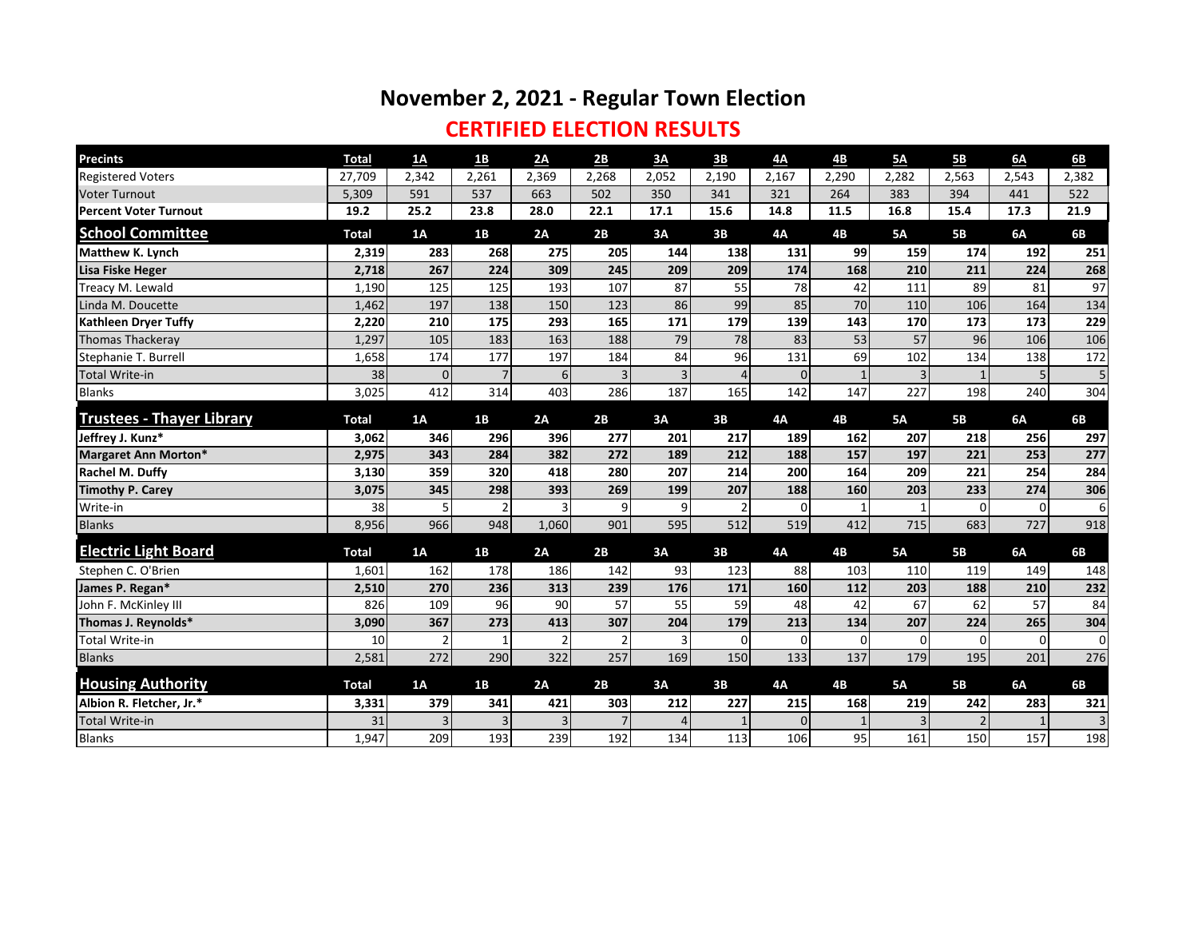# November 2, 2021 - Regular Town Election

## CERTIFIED ELECTION RESULTS

| Precints | Total | 1A | 1B | 2A | 2B | 3A | 3B | 4A | 4B | 5A | 5B | 6A | 6B |
|---|---|---|---|---|---|---|---|---|---|---|---|---|---|
| Registered Voters | 27,709 | 2,342 | 2,261 | 2,369 | 2,268 | 2,052 | 2,190 | 2,167 | 2,290 | 2,282 | 2,563 | 2,543 | 2,382 |
| Voter Turnout | 5,309 | 591 | 537 | 663 | 502 | 350 | 341 | 321 | 264 | 383 | 394 | 441 | 522 |
| **Percent Voter Turnout** | **19.2** | **25.2** | **23.8** | **28.0** | **22.1** | **17.1** | **15.6** | **14.8** | **11.5** | **16.8** | **15.4** | **17.3** | **21.9** |
| **School Committee** | **Total** | **1A** | **1B** | **2A** | **2B** | **3A** | **3B** | **4A** | **4B** | **5A** | **5B** | **6A** | **6B** |
| **Matthew K. Lynch** | **2,319** | **283** | **268** | **275** | **205** | **144** | **138** | **131** | **99** | **159** | **174** | **192** | **251** |
| **Lisa Fiske Heger** | **2,718** | **267** | **224** | **309** | **245** | **209** | **209** | **174** | **168** | **210** | **211** | **224** | **268** |
| Treacy M. Lewald | 1,190 | 125 | 125 | 193 | 107 | 87 | 55 | 78 | 42 | 111 | 89 | 81 | 97 |
| Linda M. Doucette | 1,462 | 197 | 138 | 150 | 123 | 86 | 99 | 85 | 70 | 110 | 106 | 164 | 134 |
| **Kathleen Dryer Tuffy** | **2,220** | **210** | **175** | **293** | **165** | **171** | **179** | **139** | **143** | **170** | **173** | **173** | **229** |
| Thomas Thackeray | 1,297 | 105 | 183 | 163 | 188 | 79 | 78 | 83 | 53 | 57 | 96 | 106 | 106 |
| Stephanie T. Burrell | 1,658 | 174 | 177 | 197 | 184 | 84 | 96 | 131 | 69 | 102 | 134 | 138 | 172 |
| Total Write-in | 38 | 0 | 7 | 6 | 3 | 3 | 4 | 0 | 1 | 3 | 1 | 5 | 5 |
| Blanks | 3,025 | 412 | 314 | 403 | 286 | 187 | 165 | 142 | 147 | 227 | 198 | 240 | 304 |
| **Trustees - Thayer Library** | **Total** | **1A** | **1B** | **2A** | **2B** | **3A** | **3B** | **4A** | **4B** | **5A** | **5B** | **6A** | **6B** |
| **Jeffrey J. Kunz*** | **3,062** | **346** | **296** | **396** | **277** | **201** | **217** | **189** | **162** | **207** | **218** | **256** | **297** |
| **Margaret Ann Morton*** | **2,975** | **343** | **284** | **382** | **272** | **189** | **212** | **188** | **157** | **197** | **221** | **253** | **277** |
| **Rachel M. Duffy** | **3,130** | **359** | **320** | **418** | **280** | **207** | **214** | **200** | **164** | **209** | **221** | **254** | **284** |
| **Timothy P. Carey** | **3,075** | **345** | **298** | **393** | **269** | **199** | **207** | **188** | **160** | **203** | **233** | **274** | **306** |
| Write-in | 38 | 5 | 2 | 3 | 9 | 9 | 2 | 0 | 1 | 1 | 0 | 0 | 6 |
| Blanks | 8,956 | 966 | 948 | 1,060 | 901 | 595 | 512 | 519 | 412 | 715 | 683 | 727 | 918 |
| **Electric Light Board** | **Total** | **1A** | **1B** | **2A** | **2B** | **3A** | **3B** | **4A** | **4B** | **5A** | **5B** | **6A** | **6B** |
| Stephen C. O'Brien | 1,601 | 162 | 178 | 186 | 142 | 93 | 123 | 88 | 103 | 110 | 119 | 149 | 148 |
| **James P. Regan*** | **2,510** | **270** | **236** | **313** | **239** | **176** | **171** | **160** | **112** | **203** | **188** | **210** | **232** |
| John F. McKinley III | 826 | 109 | 96 | 90 | 57 | 55 | 59 | 48 | 42 | 67 | 62 | 57 | 84 |
| **Thomas J. Reynolds*** | **3,090** | **367** | **273** | **413** | **307** | **204** | **179** | **213** | **134** | **207** | **224** | **265** | **304** |
| Total Write-in | 10 | 2 | 1 | 2 | 2 | 3 | 0 | 0 | 0 | 0 | 0 | 0 | 0 |
| Blanks | 2,581 | 272 | 290 | 322 | 257 | 169 | 150 | 133 | 137 | 179 | 195 | 201 | 276 |
| **Housing Authority** | **Total** | **1A** | **1B** | **2A** | **2B** | **3A** | **3B** | **4A** | **4B** | **5A** | **5B** | **6A** | **6B** |
| **Albion R. Fletcher, Jr.*** | **3,331** | **379** | **341** | **421** | **303** | **212** | **227** | **215** | **168** | **219** | **242** | **283** | **321** |
| Total Write-in | 31 | 3 | 3 | 3 | 7 | 4 | 1 | 0 | 1 | 3 | 2 | 1 | 3 |
| Blanks | 1,947 | 209 | 193 | 239 | 192 | 134 | 113 | 106 | 95 | 161 | 150 | 157 | 198 |